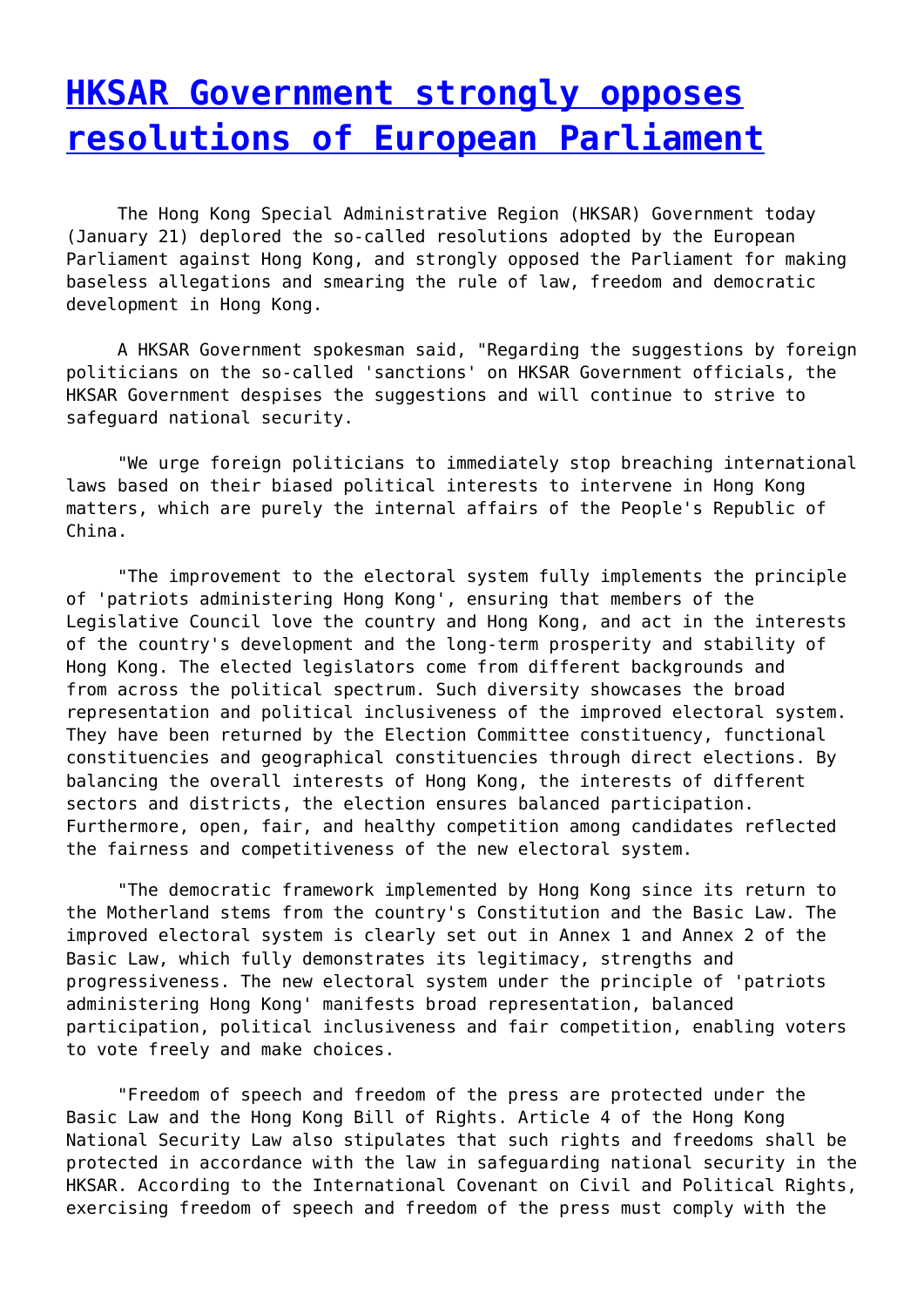# [HKSAR Government strongly opposes resolutions of European Parliament]

The Hong Kong Special Administrative Region (HKSAR) Government today (January 21) deplored the so-called resolutions adopted by the European Parliament against Hong Kong, and strongly opposed the Parliament for making baseless allegations and smearing the rule of law, freedom and democratic development in Hong Kong.

A HKSAR Government spokesman said, "Regarding the suggestions by foreign politicians on the so-called 'sanctions' on HKSAR Government officials, the HKSAR Government despises the suggestions and will continue to strive to safeguard national security.

"We urge foreign politicians to immediately stop breaching international laws based on their biased political interests to intervene in Hong Kong matters, which are purely the internal affairs of the People's Republic of China.

"The improvement to the electoral system fully implements the principle of 'patriots administering Hong Kong', ensuring that members of the Legislative Council love the country and Hong Kong, and act in the interests of the country's development and the long-term prosperity and stability of Hong Kong. The elected legislators come from different backgrounds and from across the political spectrum. Such diversity showcases the broad representation and political inclusiveness of the improved electoral system. They have been returned by the Election Committee constituency, functional constituencies and geographical constituencies through direct elections. By balancing the overall interests of Hong Kong, the interests of different sectors and districts, the election ensures balanced participation. Furthermore, open, fair, and healthy competition among candidates reflected the fairness and competitiveness of the new electoral system.

"The democratic framework implemented by Hong Kong since its return to the Motherland stems from the country's Constitution and the Basic Law. The improved electoral system is clearly set out in Annex 1 and Annex 2 of the Basic Law, which fully demonstrates its legitimacy, strengths and progressiveness. The new electoral system under the principle of 'patriots administering Hong Kong' manifests broad representation, balanced participation, political inclusiveness and fair competition, enabling voters to vote freely and make choices.

"Freedom of speech and freedom of the press are protected under the Basic Law and the Hong Kong Bill of Rights. Article 4 of the Hong Kong National Security Law also stipulates that such rights and freedoms shall be protected in accordance with the law in safeguarding national security in the HKSAR. According to the International Covenant on Civil and Political Rights, exercising freedom of speech and freedom of the press must comply with the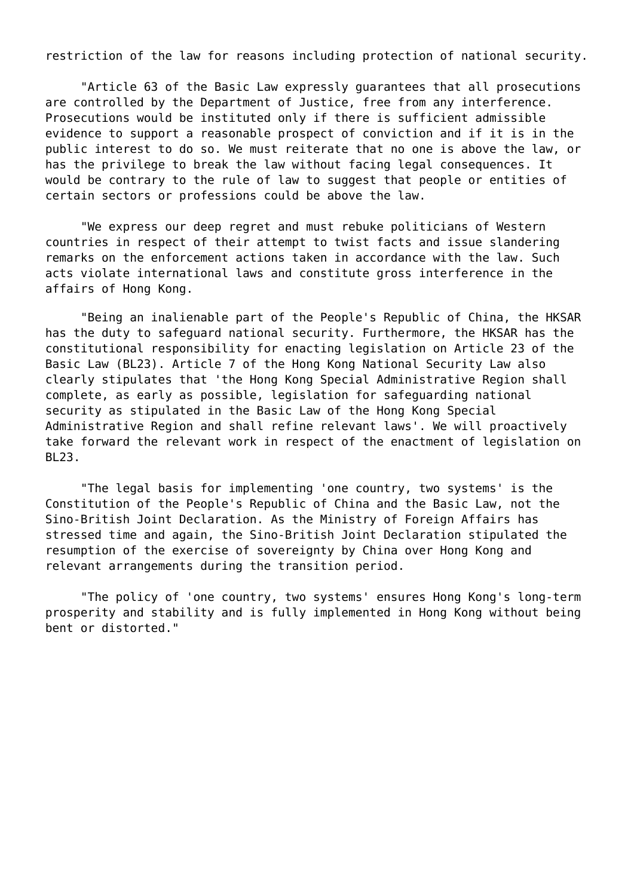restriction of the law for reasons including protection of national security.

"Article 63 of the Basic Law expressly guarantees that all prosecutions are controlled by the Department of Justice, free from any interference. Prosecutions would be instituted only if there is sufficient admissible evidence to support a reasonable prospect of conviction and if it is in the public interest to do so. We must reiterate that no one is above the law, or has the privilege to break the law without facing legal consequences. It would be contrary to the rule of law to suggest that people or entities of certain sectors or professions could be above the law.

"We express our deep regret and must rebuke politicians of Western countries in respect of their attempt to twist facts and issue slandering remarks on the enforcement actions taken in accordance with the law. Such acts violate international laws and constitute gross interference in the affairs of Hong Kong.

"Being an inalienable part of the People's Republic of China, the HKSAR has the duty to safeguard national security. Furthermore, the HKSAR has the constitutional responsibility for enacting legislation on Article 23 of the Basic Law (BL23). Article 7 of the Hong Kong National Security Law also clearly stipulates that 'the Hong Kong Special Administrative Region shall complete, as early as possible, legislation for safeguarding national security as stipulated in the Basic Law of the Hong Kong Special Administrative Region and shall refine relevant laws'. We will proactively take forward the relevant work in respect of the enactment of legislation on BL23.

"The legal basis for implementing 'one country, two systems' is the Constitution of the People's Republic of China and the Basic Law, not the Sino-British Joint Declaration. As the Ministry of Foreign Affairs has stressed time and again, the Sino-British Joint Declaration stipulated the resumption of the exercise of sovereignty by China over Hong Kong and relevant arrangements during the transition period.

"The policy of 'one country, two systems' ensures Hong Kong's long-term prosperity and stability and is fully implemented in Hong Kong without being bent or distorted."